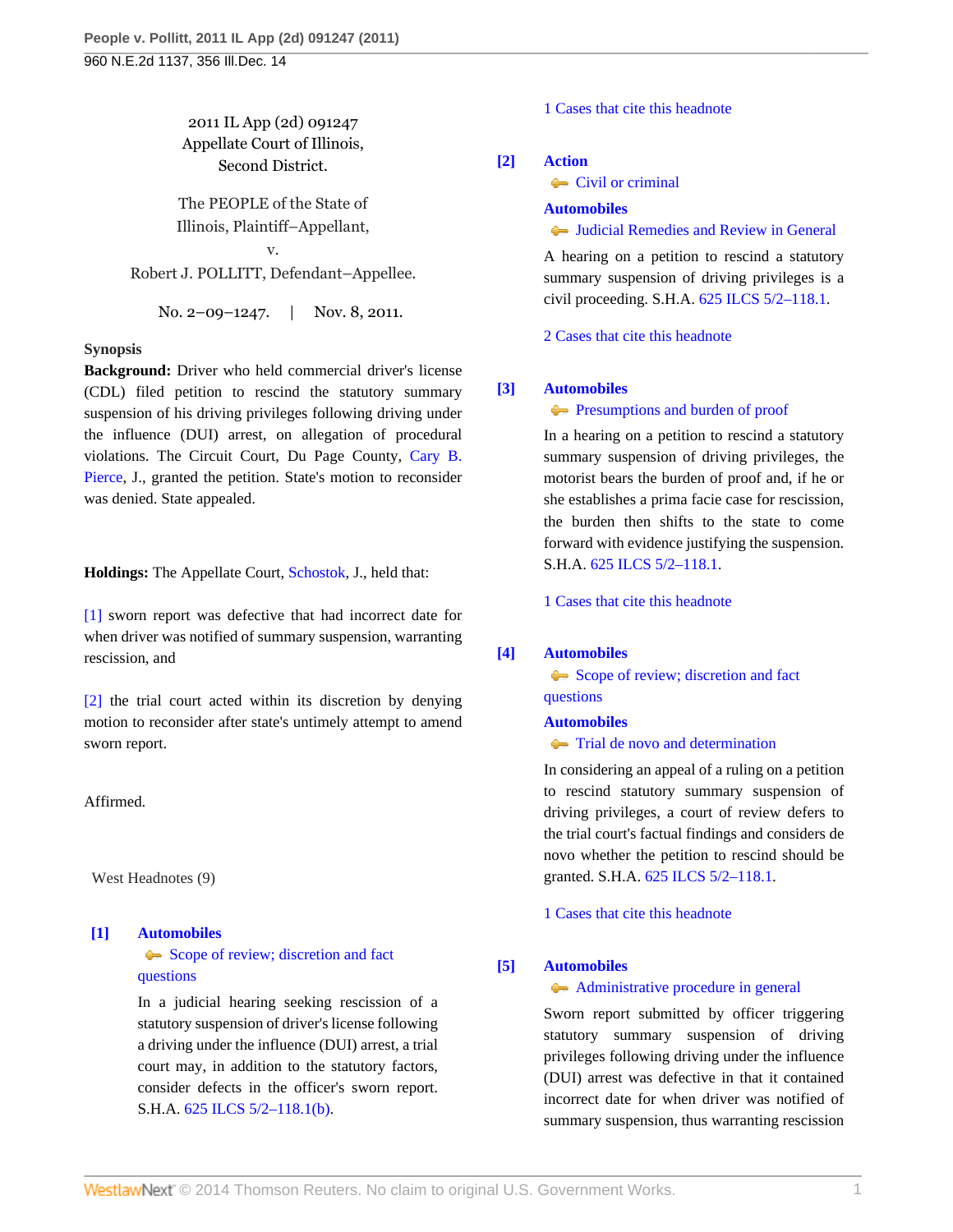2011 IL App (2d) 091247
Appellate Court of Illinois,
Second District.

The PEOPLE of the State of Illinois, Plaintiff–Appellant,
v.
Robert J. POLLITT, Defendant–Appellee.

No. 2–09–1247. | Nov. 8, 2011.

**Synopsis**

**Background:** Driver who held commercial driver's license (CDL) filed petition to rescind the statutory summary suspension of his driving privileges following driving under the influence (DUI) arrest, on allegation of procedural violations. The Circuit Court, Du Page County, Cary B. Pierce, J., granted the petition. State's motion to reconsider was denied. State appealed.

**Holdings:** The Appellate Court, Schostok, J., held that:

[1] sworn report was defective that had incorrect date for when driver was notified of summary suspension, warranting rescission, and

[2] the trial court acted within its discretion by denying motion to reconsider after state's untimely attempt to amend sworn report.

Affirmed.

West Headnotes (9)

**[1] Automobiles**
Scope of review; discretion and fact questions

In a judicial hearing seeking rescission of a statutory suspension of driver's license following a driving under the influence (DUI) arrest, a trial court may, in addition to the statutory factors, consider defects in the officer's sworn report. S.H.A. 625 ILCS 5/2–118.1(b).

1 Cases that cite this headnote

**[2] Action**
Civil or criminal

**Automobiles**
Judicial Remedies and Review in General

A hearing on a petition to rescind a statutory summary suspension of driving privileges is a civil proceeding. S.H.A. 625 ILCS 5/2–118.1.

2 Cases that cite this headnote

**[3] Automobiles**
Presumptions and burden of proof

In a hearing on a petition to rescind a statutory summary suspension of driving privileges, the motorist bears the burden of proof and, if he or she establishes a prima facie case for rescission, the burden then shifts to the state to come forward with evidence justifying the suspension. S.H.A. 625 ILCS 5/2–118.1.

1 Cases that cite this headnote

**[4] Automobiles**
Scope of review; discretion and fact questions

**Automobiles**
Trial de novo and determination

In considering an appeal of a ruling on a petition to rescind statutory summary suspension of driving privileges, a court of review defers to the trial court's factual findings and considers de novo whether the petition to rescind should be granted. S.H.A. 625 ILCS 5/2–118.1.

1 Cases that cite this headnote

**[5] Automobiles**
Administrative procedure in general

Sworn report submitted by officer triggering statutory summary suspension of driving privileges following driving under the influence (DUI) arrest was defective in that it contained incorrect date for when driver was notified of summary suspension, thus warranting rescission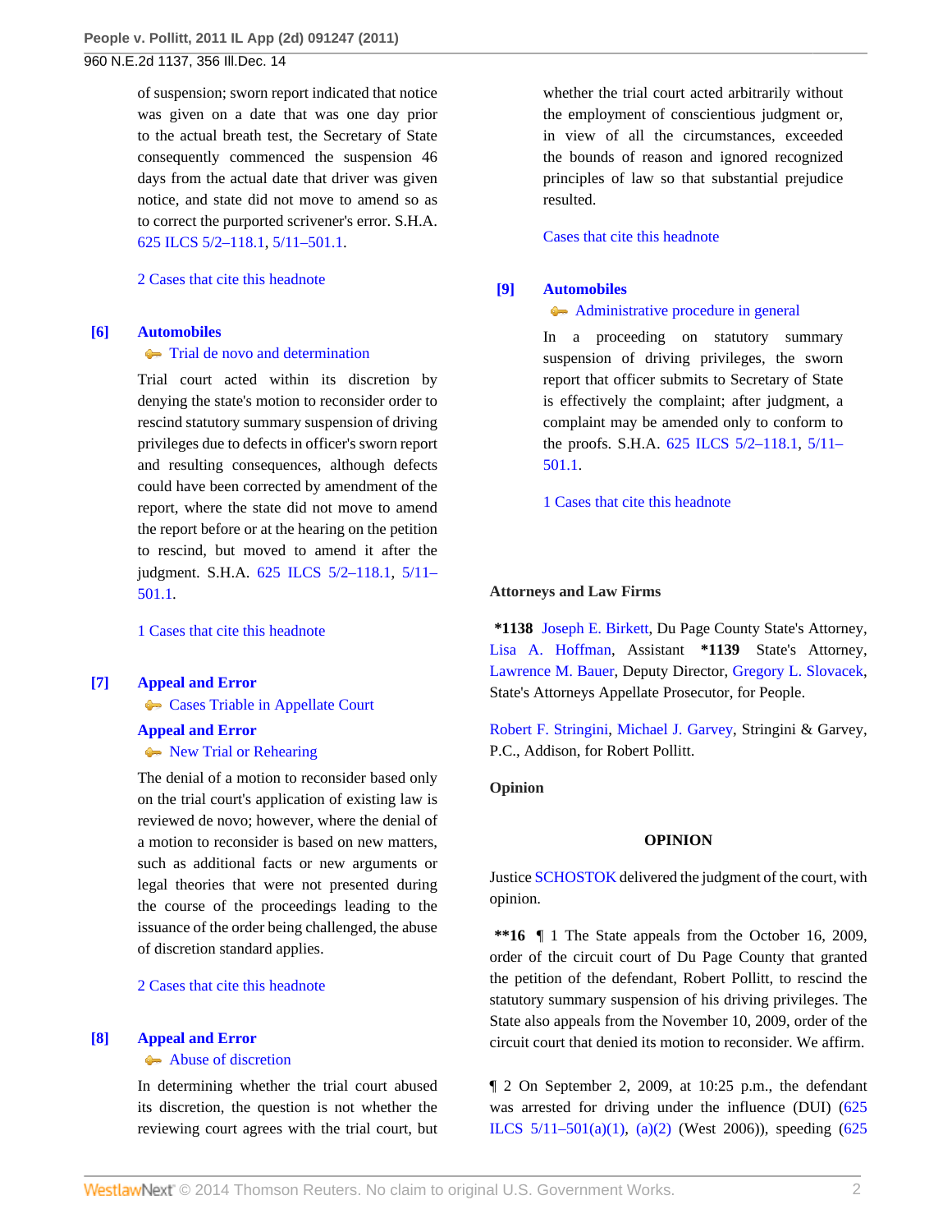of suspension; sworn report indicated that notice was given on a date that was one day prior to the actual breath test, the Secretary of State consequently commenced the suspension 46 days from the actual date that driver was given notice, and state did not move to amend so as to correct the purported scrivener's error. S.H.A. 625 ILCS 5/2–118.1, 5/11–501.1.

2 Cases that cite this headnote

**[6] Automobiles**
Trial de novo and determination

Trial court acted within its discretion by denying the state's motion to reconsider order to rescind statutory summary suspension of driving privileges due to defects in officer's sworn report and resulting consequences, although defects could have been corrected by amendment of the report, where the state did not move to amend the report before or at the hearing on the petition to rescind, but moved to amend it after the judgment. S.H.A. 625 ILCS 5/2–118.1, 5/11–501.1.

1 Cases that cite this headnote

**[7] Appeal and Error**
Cases Triable in Appellate Court

**Appeal and Error**
New Trial or Rehearing

The denial of a motion to reconsider based only on the trial court's application of existing law is reviewed de novo; however, where the denial of a motion to reconsider is based on new matters, such as additional facts or new arguments or legal theories that were not presented during the course of the proceedings leading to the issuance of the order being challenged, the abuse of discretion standard applies.

2 Cases that cite this headnote

**[8] Appeal and Error**
Abuse of discretion

In determining whether the trial court abused its discretion, the question is not whether the reviewing court agrees with the trial court, but whether the trial court acted arbitrarily without the employment of conscientious judgment or, in view of all the circumstances, exceeded the bounds of reason and ignored recognized principles of law so that substantial prejudice resulted.

Cases that cite this headnote

**[9] Automobiles**
Administrative procedure in general

In a proceeding on statutory summary suspension of driving privileges, the sworn report that officer submits to Secretary of State is effectively the complaint; after judgment, a complaint may be amended only to conform to the proofs. S.H.A. 625 ILCS 5/2–118.1, 5/11–501.1.

1 Cases that cite this headnote

**Attorneys and Law Firms**

**\*1138** Joseph E. Birkett, Du Page County State's Attorney, Lisa A. Hoffman, Assistant **\*1139** State's Attorney, Lawrence M. Bauer, Deputy Director, Gregory L. Slovacek, State's Attorneys Appellate Prosecutor, for People.

Robert F. Stringini, Michael J. Garvey, Stringini & Garvey, P.C., Addison, for Robert Pollitt.

**Opinion**

**OPINION**

Justice SCHOSTOK delivered the judgment of the court, with opinion.

**\*\*16** ¶ 1 The State appeals from the October 16, 2009, order of the circuit court of Du Page County that granted the petition of the defendant, Robert Pollitt, to rescind the statutory summary suspension of his driving privileges. The State also appeals from the November 10, 2009, order of the circuit court that denied its motion to reconsider. We affirm.

¶ 2 On September 2, 2009, at 10:25 p.m., the defendant was arrested for driving under the influence (DUI) (625 ILCS 5/11–501(a)(1), (a)(2) (West 2006)), speeding (625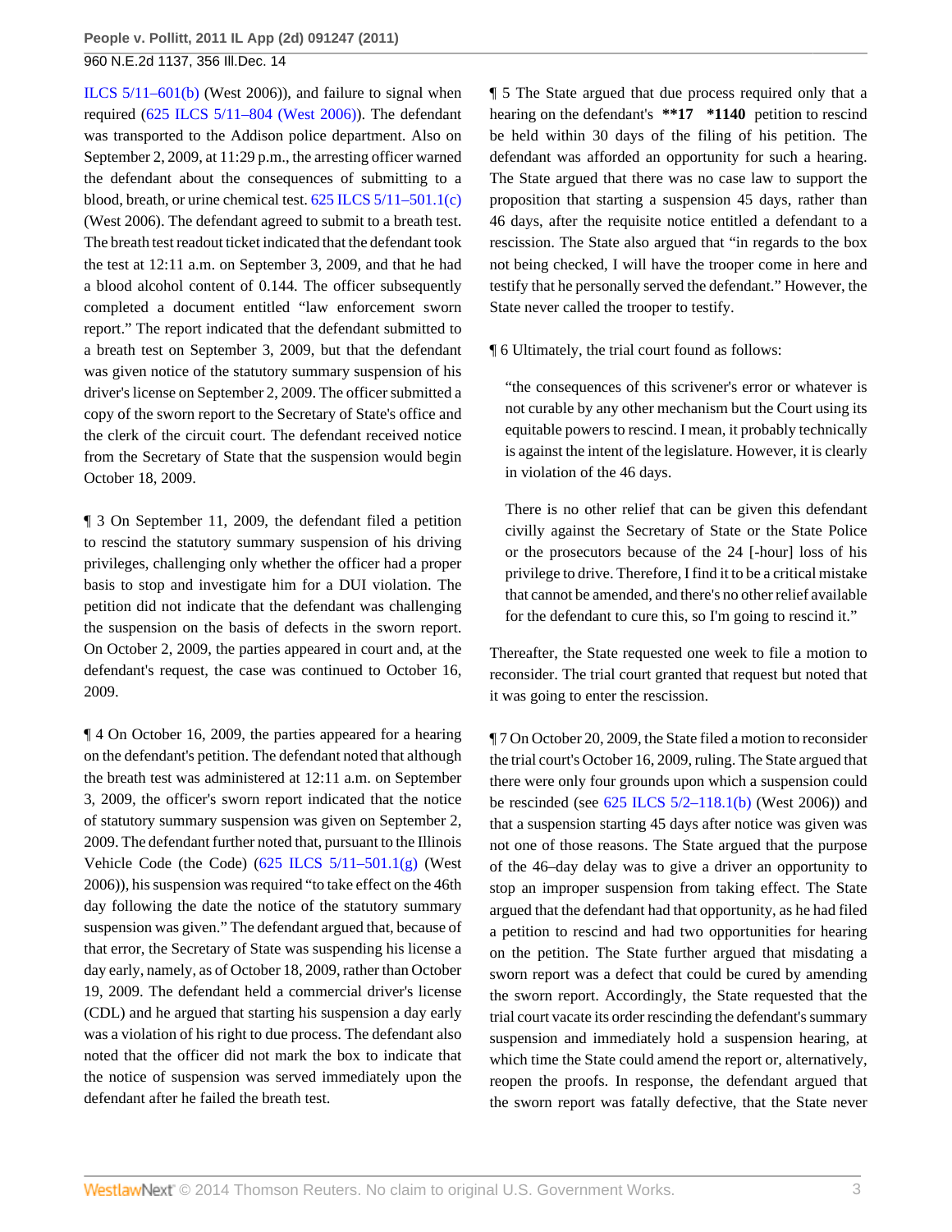ILCS 5/11–601(b) (West 2006)), and failure to signal when required (625 ILCS 5/11–804 (West 2006)). The defendant was transported to the Addison police department. Also on September 2, 2009, at 11:29 p.m., the arresting officer warned the defendant about the consequences of submitting to a blood, breath, or urine chemical test. 625 ILCS 5/11–501.1(c) (West 2006). The defendant agreed to submit to a breath test. The breath test readout ticket indicated that the defendant took the test at 12:11 a.m. on September 3, 2009, and that he had a blood alcohol content of 0.144. The officer subsequently completed a document entitled "law enforcement sworn report." The report indicated that the defendant submitted to a breath test on September 3, 2009, but that the defendant was given notice of the statutory summary suspension of his driver's license on September 2, 2009. The officer submitted a copy of the sworn report to the Secretary of State's office and the clerk of the circuit court. The defendant received notice from the Secretary of State that the suspension would begin October 18, 2009.

¶ 3 On September 11, 2009, the defendant filed a petition to rescind the statutory summary suspension of his driving privileges, challenging only whether the officer had a proper basis to stop and investigate him for a DUI violation. The petition did not indicate that the defendant was challenging the suspension on the basis of defects in the sworn report. On October 2, 2009, the parties appeared in court and, at the defendant's request, the case was continued to October 16, 2009.

¶ 4 On October 16, 2009, the parties appeared for a hearing on the defendant's petition. The defendant noted that although the breath test was administered at 12:11 a.m. on September 3, 2009, the officer's sworn report indicated that the notice of statutory summary suspension was given on September 2, 2009. The defendant further noted that, pursuant to the Illinois Vehicle Code (the Code) (625 ILCS 5/11–501.1(g) (West 2006)), his suspension was required "to take effect on the 46th day following the date the notice of the statutory summary suspension was given." The defendant argued that, because of that error, the Secretary of State was suspending his license a day early, namely, as of October 18, 2009, rather than October 19, 2009. The defendant held a commercial driver's license (CDL) and he argued that starting his suspension a day early was a violation of his right to due process. The defendant also noted that the officer did not mark the box to indicate that the notice of suspension was served immediately upon the defendant after he failed the breath test.

¶ 5 The State argued that due process required only that a hearing on the defendant's **17 *1140 petition to rescind be held within 30 days of the filing of his petition. The defendant was afforded an opportunity for such a hearing. The State argued that there was no case law to support the proposition that starting a suspension 45 days, rather than 46 days, after the requisite notice entitled a defendant to a rescission. The State also argued that "in regards to the box not being checked, I will have the trooper come in here and testify that he personally served the defendant." However, the State never called the trooper to testify.

¶ 6 Ultimately, the trial court found as follows:

> "the consequences of this scrivener's error or whatever is not curable by any other mechanism but the Court using its equitable powers to rescind. I mean, it probably technically is against the intent of the legislature. However, it is clearly in violation of the 46 days.
>
> There is no other relief that can be given this defendant civilly against the Secretary of State or the State Police or the prosecutors because of the 24 [-hour] loss of his privilege to drive. Therefore, I find it to be a critical mistake that cannot be amended, and there's no other relief available for the defendant to cure this, so I'm going to rescind it."

Thereafter, the State requested one week to file a motion to reconsider. The trial court granted that request but noted that it was going to enter the rescission.

¶ 7 On October 20, 2009, the State filed a motion to reconsider the trial court's October 16, 2009, ruling. The State argued that there were only four grounds upon which a suspension could be rescinded (see 625 ILCS 5/2–118.1(b) (West 2006)) and that a suspension starting 45 days after notice was given was not one of those reasons. The State argued that the purpose of the 46–day delay was to give a driver an opportunity to stop an improper suspension from taking effect. The State argued that the defendant had that opportunity, as he had filed a petition to rescind and had two opportunities for hearing on the petition. The State further argued that misdating a sworn report was a defect that could be cured by amending the sworn report. Accordingly, the State requested that the trial court vacate its order rescinding the defendant's summary suspension and immediately hold a suspension hearing, at which time the State could amend the report or, alternatively, reopen the proofs. In response, the defendant argued that the sworn report was fatally defective, that the State never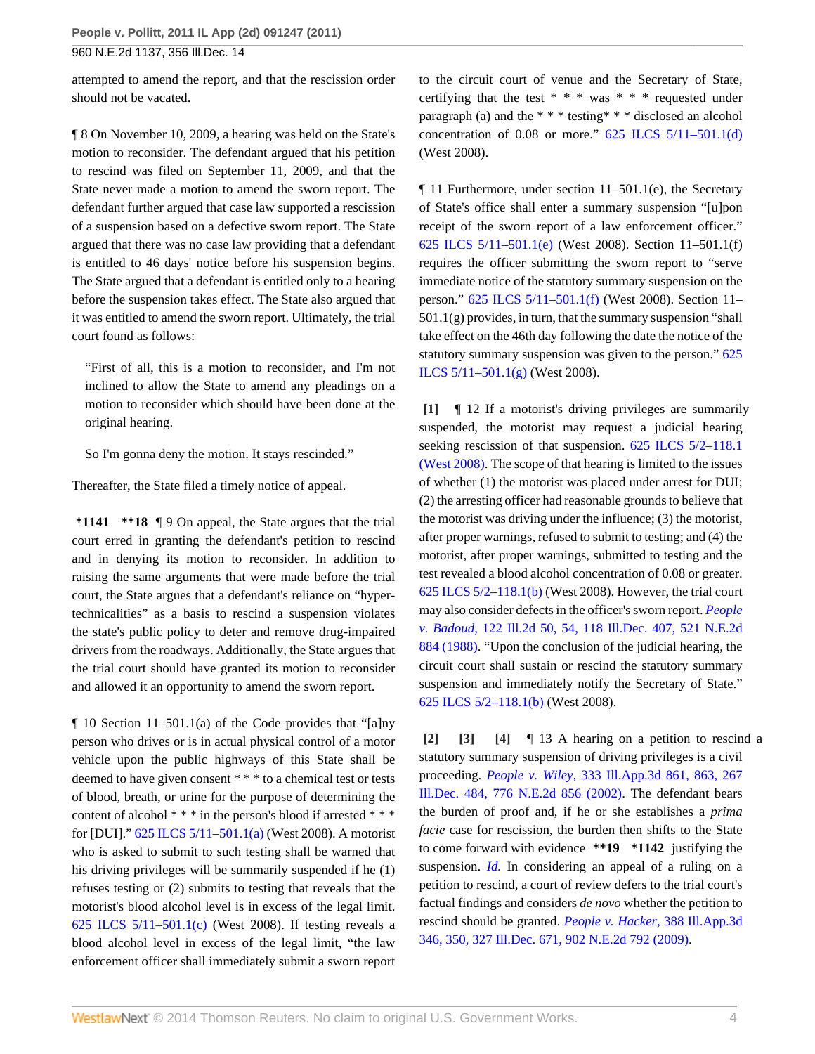attempted to amend the report, and that the rescission order should not be vacated.

¶ 8 On November 10, 2009, a hearing was held on the State's motion to reconsider. The defendant argued that his petition to rescind was filed on September 11, 2009, and that the State never made a motion to amend the sworn report. The defendant further argued that case law supported a rescission of a suspension based on a defective sworn report. The State argued that there was no case law providing that a defendant is entitled to 46 days' notice before his suspension begins. The State argued that a defendant is entitled only to a hearing before the suspension takes effect. The State also argued that it was entitled to amend the sworn report. Ultimately, the trial court found as follows:

> "First of all, this is a motion to reconsider, and I'm not inclined to allow the State to amend any pleadings on a motion to reconsider which should have been done at the original hearing.
>
> So I'm gonna deny the motion. It stays rescinded."

Thereafter, the State filed a timely notice of appeal.

**\*1141** **\*\*18** ¶ 9 On appeal, the State argues that the trial court erred in granting the defendant's petition to rescind and in denying its motion to reconsider. In addition to raising the same arguments that were made before the trial court, the State argues that a defendant's reliance on "hyper-technicalities" as a basis to rescind a suspension violates the state's public policy to deter and remove drug-impaired drivers from the roadways. Additionally, the State argues that the trial court should have granted its motion to reconsider and allowed it an opportunity to amend the sworn report.

¶ 10 Section 11–501.1(a) of the Code provides that "[a]ny person who drives or is in actual physical control of a motor vehicle upon the public highways of this State shall be deemed to have given consent * * * to a chemical test or tests of blood, breath, or urine for the purpose of determining the content of alcohol * * * in the person's blood if arrested * * * for [DUI]." 625 ILCS 5/11–501.1(a) (West 2008). A motorist who is asked to submit to such testing shall be warned that his driving privileges will be summarily suspended if he (1) refuses testing or (2) submits to testing that reveals that the motorist's blood alcohol level is in excess of the legal limit. 625 ILCS 5/11–501.1(c) (West 2008). If testing reveals a blood alcohol level in excess of the legal limit, "the law enforcement officer shall immediately submit a sworn report to the circuit court of venue and the Secretary of State, certifying that the test * * * was * * * requested under paragraph (a) and the * * * testing* * * disclosed an alcohol concentration of 0.08 or more." 625 ILCS 5/11–501.1(d) (West 2008).

¶ 11 Furthermore, under section 11–501.1(e), the Secretary of State's office shall enter a summary suspension "[u]pon receipt of the sworn report of a law enforcement officer." 625 ILCS 5/11–501.1(e) (West 2008). Section 11–501.1(f) requires the officer submitting the sworn report to "serve immediate notice of the statutory summary suspension on the person." 625 ILCS 5/11–501.1(f) (West 2008). Section 11–501.1(g) provides, in turn, that the summary suspension "shall take effect on the 46th day following the date the notice of the statutory summary suspension was given to the person." 625 ILCS 5/11–501.1(g) (West 2008).

**[1]** ¶ 12 If a motorist's driving privileges are summarily suspended, the motorist may request a judicial hearing seeking rescission of that suspension. 625 ILCS 5/2–118.1 (West 2008). The scope of that hearing is limited to the issues of whether (1) the motorist was placed under arrest for DUI; (2) the arresting officer had reasonable grounds to believe that the motorist was driving under the influence; (3) the motorist, after proper warnings, refused to submit to testing; and (4) the motorist, after proper warnings, submitted to testing and the test revealed a blood alcohol concentration of 0.08 or greater. 625 ILCS 5/2–118.1(b) (West 2008). However, the trial court may also consider defects in the officer's sworn report. *People v. Badoud,* 122 Ill.2d 50, 54, 118 Ill.Dec. 407, 521 N.E.2d 884 (1988). "Upon the conclusion of the judicial hearing, the circuit court shall sustain or rescind the statutory summary suspension and immediately notify the Secretary of State." 625 ILCS 5/2–118.1(b) (West 2008).

**[2]** **[3]** **[4]** ¶ 13 A hearing on a petition to rescind a statutory summary suspension of driving privileges is a civil proceeding. *People v. Wiley,* 333 Ill.App.3d 861, 863, 267 Ill.Dec. 484, 776 N.E.2d 856 (2002). The defendant bears the burden of proof and, if he or she establishes a *prima facie* case for rescission, the burden then shifts to the State to come forward with evidence **\*\*19** **\*1142** justifying the suspension. *Id.* In considering an appeal of a ruling on a petition to rescind, a court of review defers to the trial court's factual findings and considers *de novo* whether the petition to rescind should be granted. *People v. Hacker,* 388 Ill.App.3d 346, 350, 327 Ill.Dec. 671, 902 N.E.2d 792 (2009).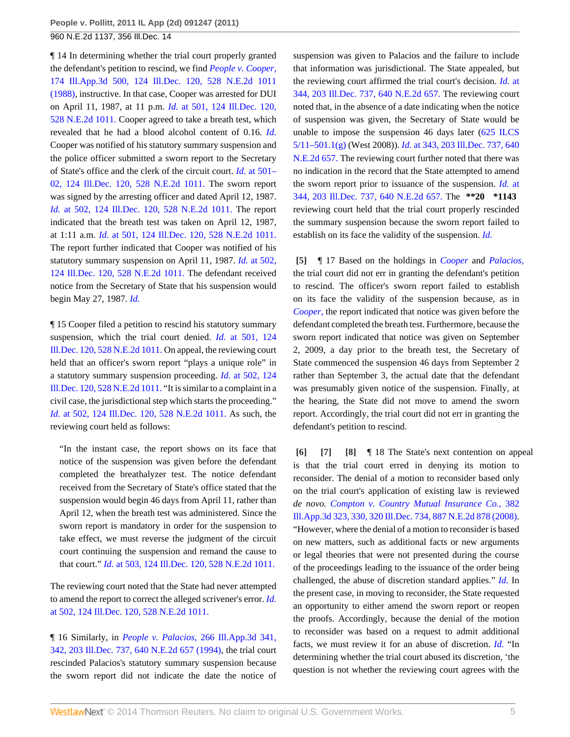¶ 14 In determining whether the trial court properly granted the defendant's petition to rescind, we find *People v. Cooper,* 174 Ill.App.3d 500, 124 Ill.Dec. 120, 528 N.E.2d 1011 (1988), instructive. In that case, Cooper was arrested for DUI on April 11, 1987, at 11 p.m. *Id.* at 501, 124 Ill.Dec. 120, 528 N.E.2d 1011. Cooper agreed to take a breath test, which revealed that he had a blood alcohol content of 0.16. *Id.* Cooper was notified of his statutory summary suspension and the police officer submitted a sworn report to the Secretary of State's office and the clerk of the circuit court. *Id.* at 501–02, 124 Ill.Dec. 120, 528 N.E.2d 1011. The sworn report was signed by the arresting officer and dated April 12, 1987. *Id.* at 502, 124 Ill.Dec. 120, 528 N.E.2d 1011. The report indicated that the breath test was taken on April 12, 1987, at 1:11 a.m. *Id.* at 501, 124 Ill.Dec. 120, 528 N.E.2d 1011. The report further indicated that Cooper was notified of his statutory summary suspension on April 11, 1987. *Id.* at 502, 124 Ill.Dec. 120, 528 N.E.2d 1011. The defendant received notice from the Secretary of State that his suspension would begin May 27, 1987. *Id.*

¶ 15 Cooper filed a petition to rescind his statutory summary suspension, which the trial court denied. *Id.* at 501, 124 Ill.Dec. 120, 528 N.E.2d 1011. On appeal, the reviewing court held that an officer's sworn report "plays a unique role" in a statutory summary suspension proceeding. *Id.* at 502, 124 Ill.Dec. 120, 528 N.E.2d 1011. "It is similar to a complaint in a civil case, the jurisdictional step which starts the proceeding." *Id.* at 502, 124 Ill.Dec. 120, 528 N.E.2d 1011. As such, the reviewing court held as follows:

> "In the instant case, the report shows on its face that notice of the suspension was given before the defendant completed the breathalyzer test. The notice defendant received from the Secretary of State's office stated that the suspension would begin 46 days from April 11, rather than April 12, when the breath test was administered. Since the sworn report is mandatory in order for the suspension to take effect, we must reverse the judgment of the circuit court continuing the suspension and remand the cause to that court." *Id.* at 503, 124 Ill.Dec. 120, 528 N.E.2d 1011.

The reviewing court noted that the State had never attempted to amend the report to correct the alleged scrivener's error. *Id.* at 502, 124 Ill.Dec. 120, 528 N.E.2d 1011.

¶ 16 Similarly, in *People v. Palacios,* 266 Ill.App.3d 341, 342, 203 Ill.Dec. 737, 640 N.E.2d 657 (1994), the trial court rescinded Palacios's statutory summary suspension because the sworn report did not indicate the date the notice of suspension was given to Palacios and the failure to include that information was jurisdictional. The State appealed, but the reviewing court affirmed the trial court's decision. *Id.* at 344, 203 Ill.Dec. 737, 640 N.E.2d 657. The reviewing court noted that, in the absence of a date indicating when the notice of suspension was given, the Secretary of State would be unable to impose the suspension 46 days later (625 ILCS 5/11–501.1(g) (West 2008)). *Id.* at 343, 203 Ill.Dec. 737, 640 N.E.2d 657. The reviewing court further noted that there was no indication in the record that the State attempted to amend the sworn report prior to issuance of the suspension. *Id.* at 344, 203 Ill.Dec. 737, 640 N.E.2d 657. The **\*\*20 \*1143** reviewing court held that the trial court properly rescinded the summary suspension because the sworn report failed to establish on its face the validity of the suspension. *Id.*

**[5]** ¶ 17 Based on the holdings in *Cooper* and *Palacios,* the trial court did not err in granting the defendant's petition to rescind. The officer's sworn report failed to establish on its face the validity of the suspension because, as in *Cooper,* the report indicated that notice was given before the defendant completed the breath test. Furthermore, because the sworn report indicated that notice was given on September 2, 2009, a day prior to the breath test, the Secretary of State commenced the suspension 46 days from September 2 rather than September 3, the actual date that the defendant was presumably given notice of the suspension. Finally, at the hearing, the State did not move to amend the sworn report. Accordingly, the trial court did not err in granting the defendant's petition to rescind.

**[6] [7] [8]** ¶ 18 The State's next contention on appeal is that the trial court erred in denying its motion to reconsider. The denial of a motion to reconsider based only on the trial court's application of existing law is reviewed *de novo.* *Compton v. Country Mutual Insurance Co.,* 382 Ill.App.3d 323, 330, 320 Ill.Dec. 734, 887 N.E.2d 878 (2008). "However, where the denial of a motion to reconsider is based on new matters, such as additional facts or new arguments or legal theories that were not presented during the course of the proceedings leading to the issuance of the order being challenged, the abuse of discretion standard applies." *Id.* In the present case, in moving to reconsider, the State requested an opportunity to either amend the sworn report or reopen the proofs. Accordingly, because the denial of the motion to reconsider was based on a request to admit additional facts, we must review it for an abuse of discretion. *Id.* "In determining whether the trial court abused its discretion, 'the question is not whether the reviewing court agrees with the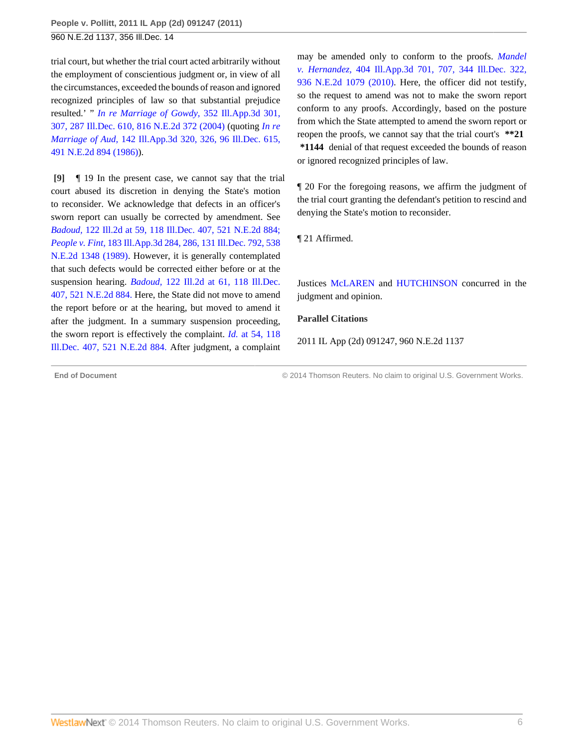trial court, but whether the trial court acted arbitrarily without the employment of conscientious judgment or, in view of all the circumstances, exceeded the bounds of reason and ignored recognized principles of law so that substantial prejudice resulted.' " *In re Marriage of Gowdy,* 352 Ill.App.3d 301, 307, 287 Ill.Dec. 610, 816 N.E.2d 372 (2004) (quoting *In re Marriage of Aud,* 142 Ill.App.3d 320, 326, 96 Ill.Dec. 615, 491 N.E.2d 894 (1986)).

**[9]** ¶ 19 In the present case, we cannot say that the trial court abused its discretion in denying the State's motion to reconsider. We acknowledge that defects in an officer's sworn report can usually be corrected by amendment. See *Badoud,* 122 Ill.2d at 59, 118 Ill.Dec. 407, 521 N.E.2d 884; *People v. Fint,* 183 Ill.App.3d 284, 286, 131 Ill.Dec. 792, 538 N.E.2d 1348 (1989). However, it is generally contemplated that such defects would be corrected either before or at the suspension hearing. *Badoud,* 122 Ill.2d at 61, 118 Ill.Dec. 407, 521 N.E.2d 884. Here, the State did not move to amend the report before or at the hearing, but moved to amend it after the judgment. In a summary suspension proceeding, the sworn report is effectively the complaint. *Id.* at 54, 118 Ill.Dec. 407, 521 N.E.2d 884. After judgment, a complaint may be amended only to conform to the proofs. *Mandel v. Hernandez,* 404 Ill.App.3d 701, 707, 344 Ill.Dec. 322, 936 N.E.2d 1079 (2010). Here, the officer did not testify, so the request to amend was not to make the sworn report conform to any proofs. Accordingly, based on the posture from which the State attempted to amend the sworn report or reopen the proofs, we cannot say that the trial court's **\*\*21 \*1144** denial of that request exceeded the bounds of reason or ignored recognized principles of law.

¶ 20 For the foregoing reasons, we affirm the judgment of the trial court granting the defendant's petition to rescind and denying the State's motion to reconsider.

¶ 21 Affirmed.

Justices McLAREN and HUTCHINSON concurred in the judgment and opinion.

**Parallel Citations**

2011 IL App (2d) 091247, 960 N.E.2d 1137

**End of Document** © 2014 Thomson Reuters. No claim to original U.S. Government Works.